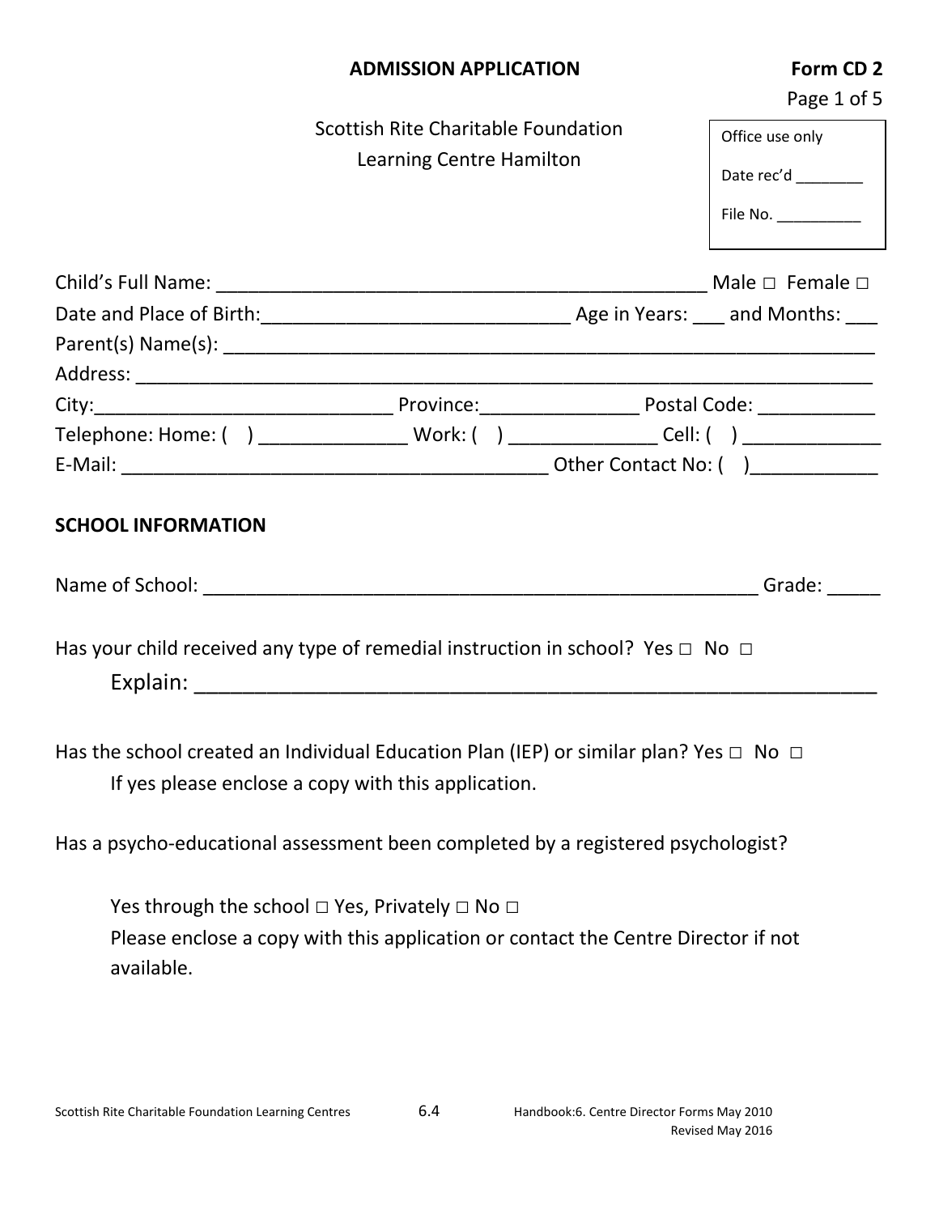**ADMISSION APPLICATION** **Form CD 2**

Page 1 of 5

Scottish Rite Charitable Foundation
Learning Centre Hamilton

| Office use only |
|---|
| Date rec'd ________ |
| File No. __________ |

Child's Full Name: _______________________________________________ Male □ Female □

Date and Place of Birth:_____________________________ Age in Years: ___ and Months: ___

Parent(s) Name(s): ______________________________________________________________

Address: _____________________________________________________________________

City:____________________________ Province:_______________ Postal Code: ___________

Telephone: Home: ( ) ______________ Work: ( ) ______________ Cell: ( ) _____________

E-Mail: __________________________________________ Other Contact No: ( )____________

**SCHOOL INFORMATION**

Name of School: _______________________________________________________ Grade: _____

Has your child received any type of remedial instruction in school? Yes □ No □

Explain: ______________________________________________________________

Has the school created an Individual Education Plan (IEP) or similar plan? Yes □ No □

If yes please enclose a copy with this application.

Has a psycho-educational assessment been completed by a registered psychologist?

Yes through the school □ Yes, Privately □ No □

Please enclose a copy with this application or contact the Centre Director if not available.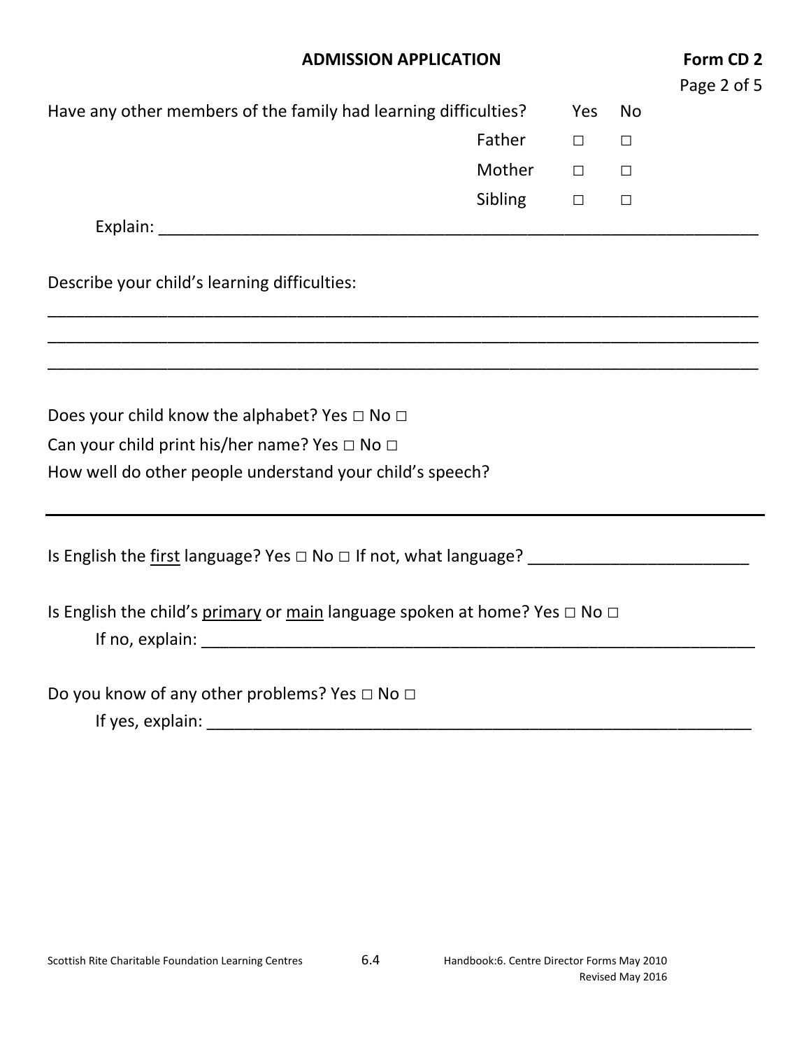**ADMISSION APPLICATION** **Form CD 2**

Have any other members of the family had learning difficulties?

| | Yes | No |
|---|---|---|
| Father | □ | □ |
| Mother | □ | □ |
| Sibling | □ | □ |

Explain: ___________________________________________________________________

Describe your child's learning difficulties:

_____________________________________________________________________________
_____________________________________________________________________________
_____________________________________________________________________________

Does your child know the alphabet? Yes □ No □

Can your child print his/her name? Yes □ No □

How well do other people understand your child's speech?

_____________________________________________________________________________

Is English the first language? Yes □ No □ If not, what language? ________________________

Is English the child's primary or main language spoken at home? Yes □ No □

If no, explain: ______________________________________________________________

Do you know of any other problems? Yes □ No □

If yes, explain: ______________________________________________________________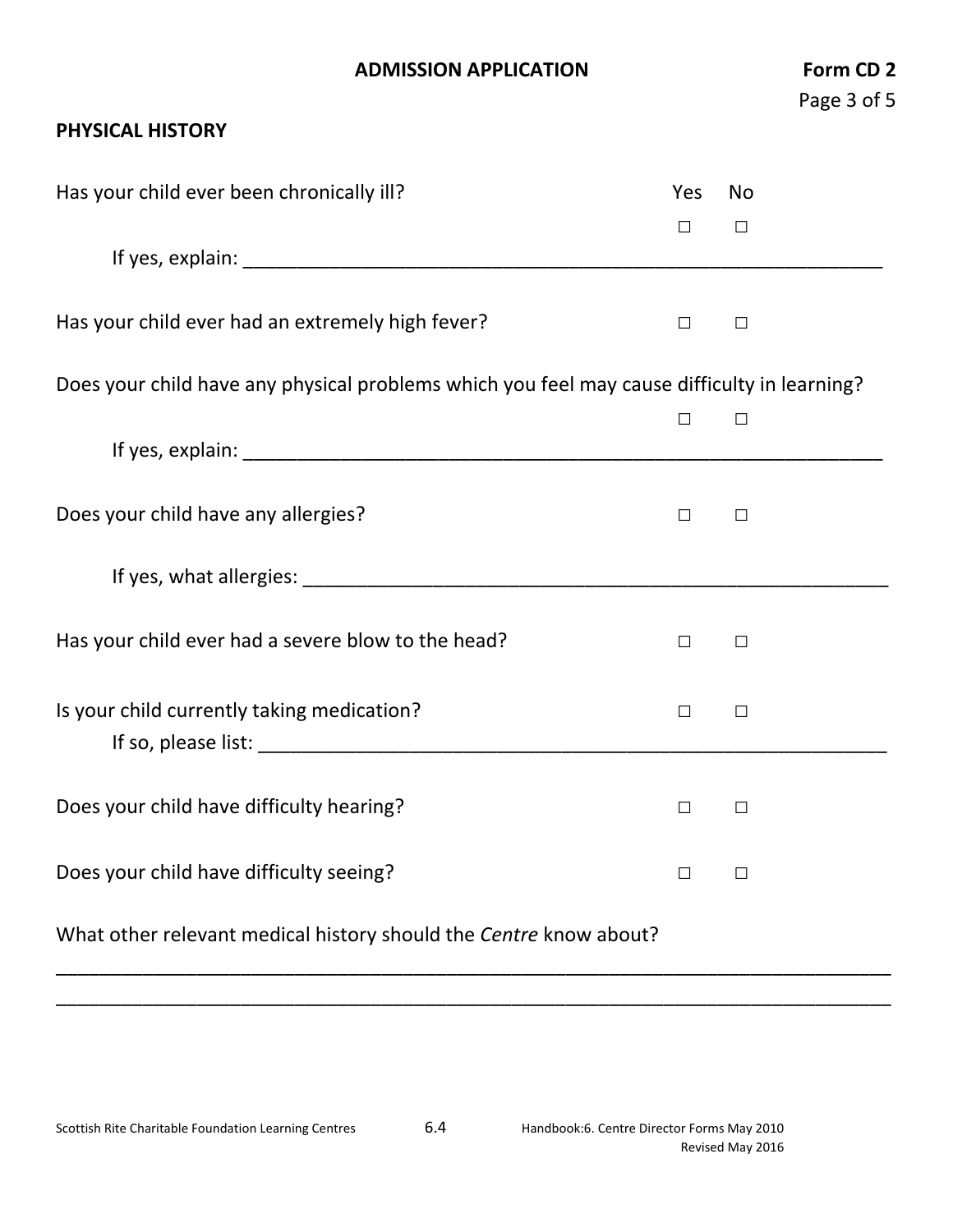**ADMISSION APPLICATION** **Form CD 2**

## PHYSICAL HISTORY

Has your child ever been chronically ill? Yes ☐ No ☐

If yes, explain: ____________________________________________________________

Has your child ever had an extremely high fever? ☐ ☐

Does your child have any physical problems which you feel may cause difficulty in learning? ☐ ☐

If yes, explain: ____________________________________________________________

Does your child have any allergies? ☐ ☐

If yes, what allergies: ______________________________________________________

Has your child ever had a severe blow to the head? ☐ ☐

Is your child currently taking medication? ☐ ☐

If so, please list: __________________________________________________________

Does your child have difficulty hearing? ☐ ☐

Does your child have difficulty seeing? ☐ ☐

What other relevant medical history should the *Centre* know about?

______________________________________________________________________________

______________________________________________________________________________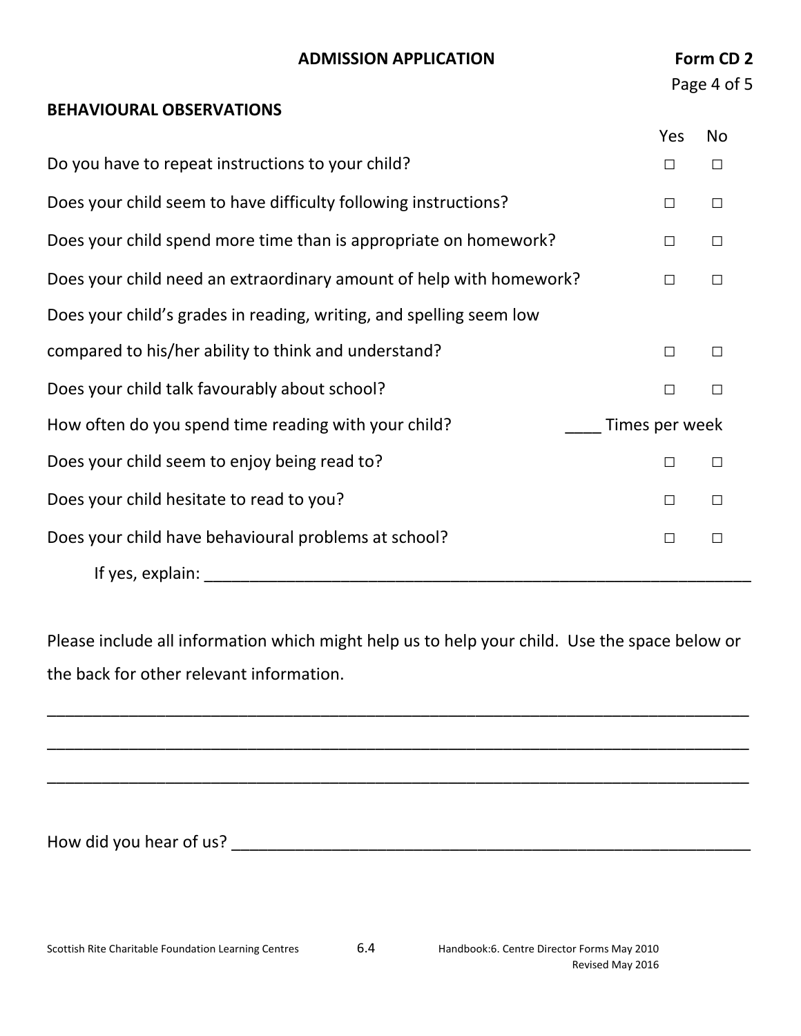**ADMISSION APPLICATION** **Form CD 2**

## BEHAVIOURAL OBSERVATIONS

| | Yes | No |
|---|---|---|
| Do you have to repeat instructions to your child? | ☐ | ☐ |
| Does your child seem to have difficulty following instructions? | ☐ | ☐ |
| Does your child spend more time than is appropriate on homework? | ☐ | ☐ |
| Does your child need an extraordinary amount of help with homework? | ☐ | ☐ |
| Does your child's grades in reading, writing, and spelling seem low compared to his/her ability to think and understand? | ☐ | ☐ |
| Does your child talk favourably about school? | ☐ | ☐ |
| How often do you spend time reading with your child? | ____ Times per week | |
| Does your child seem to enjoy being read to? | ☐ | ☐ |
| Does your child hesitate to read to you? | ☐ | ☐ |
| Does your child have behavioural problems at school? | ☐ | ☐ |

If yes, explain: ______________________________________________________________

Please include all information which might help us to help your child. Use the space below or the back for other relevant information.

_______________________________________________________________________________

_______________________________________________________________________________

_______________________________________________________________________________

How did you hear of us? ________________________________________________________

Scottish Rite Charitable Foundation Learning Centres 6.4 Handbook:6. Centre Director Forms May 2010 Revised May 2016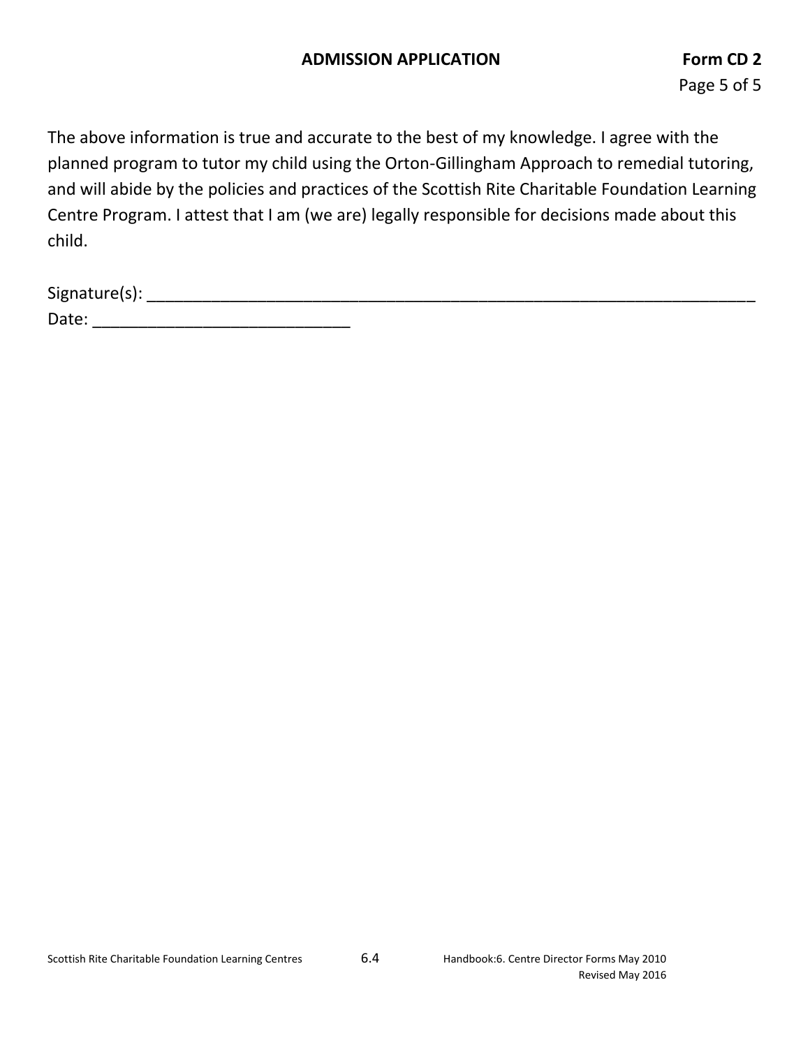**ADMISSION APPLICATION** **Form CD 2**

The above information is true and accurate to the best of my knowledge. I agree with the planned program to tutor my child using the Orton-Gillingham Approach to remedial tutoring, and will abide by the policies and practices of the Scottish Rite Charitable Foundation Learning Centre Program. I attest that I am (we are) legally responsible for decisions made about this child.

Signature(s): ______________________________________________________________

Date: ____________________________